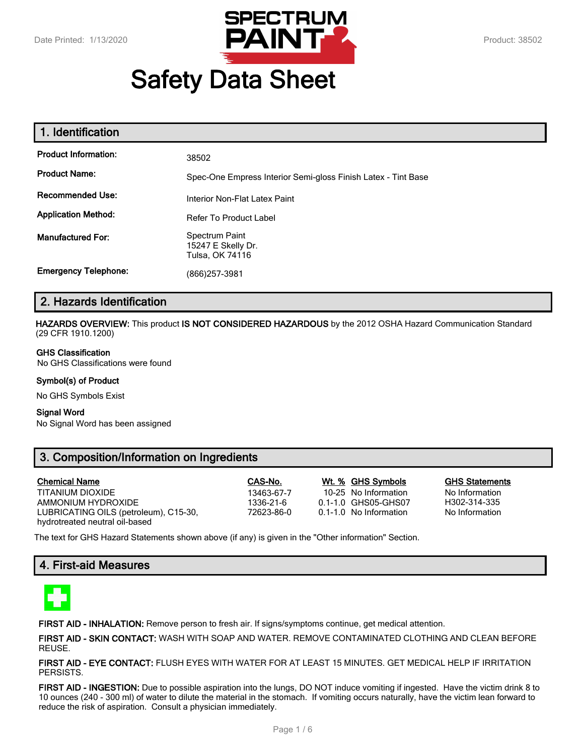Date Printed: 1/13/2020

Product: 38502

# Safety Data Sheet

## 1. Identification

| | |
|---|---|
| **Product Information:** | 38502 |
| **Product Name:** | Spec-One Empress Interior Semi-gloss Finish Latex - Tint Base |
| **Recommended Use:** | Interior Non-Flat Latex Paint |
| **Application Method:** | Refer To Product Label |
| **Manufactured For:** | Spectrum Paint<br>15247 E Skelly Dr.<br>Tulsa, OK 74116 |
| **Emergency Telephone:** | (866)257-3981 |

## 2. Hazards Identification

**HAZARDS OVERVIEW:** This product **IS NOT CONSIDERED HAZARDOUS** by the 2012 OSHA Hazard Communication Standard (29 CFR 1910.1200)

**GHS Classification**
No GHS Classifications were found

**Symbol(s) of Product**

No GHS Symbols Exist

**Signal Word**
No Signal Word has been assigned

## 3. Composition/Information on Ingredients

| Chemical Name | CAS-No. | Wt. % | GHS Symbols | GHS Statements |
|---|---|---|---|---|
| TITANIUM DIOXIDE | 13463-67-7 | 10-25 | No Information | No Information |
| AMMONIUM HYDROXIDE | 1336-21-6 | 0.1-1.0 | GHS05-GHS07 | H302-314-335 |
| LUBRICATING OILS (petroleum), C15-30, hydrotreated neutral oil-based | 72623-86-0 | 0.1-1.0 | No Information | No Information |

The text for GHS Hazard Statements shown above (if any) is given in the "Other information" Section.

## 4. First-aid Measures

**FIRST AID - INHALATION:** Remove person to fresh air. If signs/symptoms continue, get medical attention.

**FIRST AID - SKIN CONTACT:** WASH WITH SOAP AND WATER. REMOVE CONTAMINATED CLOTHING AND CLEAN BEFORE REUSE.

**FIRST AID - EYE CONTACT:** FLUSH EYES WITH WATER FOR AT LEAST 15 MINUTES. GET MEDICAL HELP IF IRRITATION PERSISTS.

**FIRST AID - INGESTION:** Due to possible aspiration into the lungs, DO NOT induce vomiting if ingested. Have the victim drink 8 to 10 ounces (240 - 300 ml) of water to dilute the material in the stomach. If vomiting occurs naturally, have the victim lean forward to reduce the risk of aspiration. Consult a physician immediately.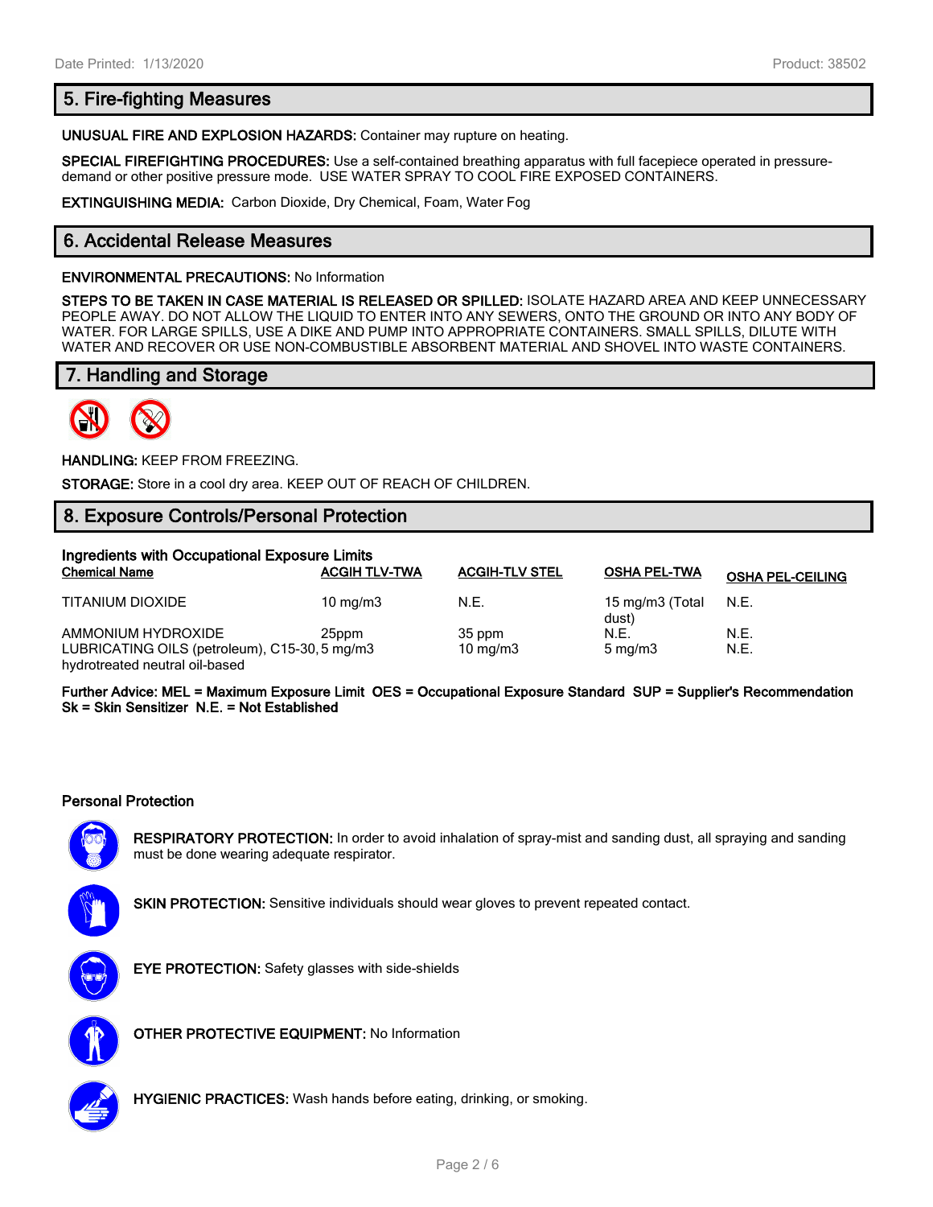## 5. Fire-fighting Measures

**UNUSUAL FIRE AND EXPLOSION HAZARDS:** Container may rupture on heating.

**SPECIAL FIREFIGHTING PROCEDURES:** Use a self-contained breathing apparatus with full facepiece operated in pressure-demand or other positive pressure mode. USE WATER SPRAY TO COOL FIRE EXPOSED CONTAINERS.

**EXTINGUISHING MEDIA:** Carbon Dioxide, Dry Chemical, Foam, Water Fog

## 6. Accidental Release Measures

**ENVIRONMENTAL PRECAUTIONS:** No Information

**STEPS TO BE TAKEN IN CASE MATERIAL IS RELEASED OR SPILLED:** ISOLATE HAZARD AREA AND KEEP UNNECESSARY PEOPLE AWAY. DO NOT ALLOW THE LIQUID TO ENTER INTO ANY SEWERS, ONTO THE GROUND OR INTO ANY BODY OF WATER. FOR LARGE SPILLS, USE A DIKE AND PUMP INTO APPROPRIATE CONTAINERS. SMALL SPILLS, DILUTE WITH WATER AND RECOVER OR USE NON-COMBUSTIBLE ABSORBENT MATERIAL AND SHOVEL INTO WASTE CONTAINERS.

## 7. Handling and Storage

**HANDLING:** KEEP FROM FREEZING.

**STORAGE:** Store in a cool dry area. KEEP OUT OF REACH OF CHILDREN.

## 8. Exposure Controls/Personal Protection

**Ingredients with Occupational Exposure Limits**

| Chemical Name | ACGIH TLV-TWA | ACGIH-TLV STEL | OSHA PEL-TWA | OSHA PEL-CEILING |
|---|---|---|---|---|
| TITANIUM DIOXIDE | 10 mg/m3 | N.E. | 15 mg/m3 (Total dust) | N.E. |
| AMMONIUM HYDROXIDE | 25ppm | 35 ppm | N.E. | N.E. |
| LUBRICATING OILS (petroleum), C15-30, hydrotreated neutral oil-based | 5 mg/m3 | 10 mg/m3 | 5 mg/m3 | N.E. |

**Further Advice: MEL = Maximum Exposure Limit OES = Occupational Exposure Standard SUP = Supplier's Recommendation Sk = Skin Sensitizer N.E. = Not Established**

**Personal Protection**

**RESPIRATORY PROTECTION:** In order to avoid inhalation of spray-mist and sanding dust, all spraying and sanding must be done wearing adequate respirator.

**SKIN PROTECTION:** Sensitive individuals should wear gloves to prevent repeated contact.

**EYE PROTECTION:** Safety glasses with side-shields

**OTHER PROTECTIVE EQUIPMENT:** No Information

**HYGIENIC PRACTICES:** Wash hands before eating, drinking, or smoking.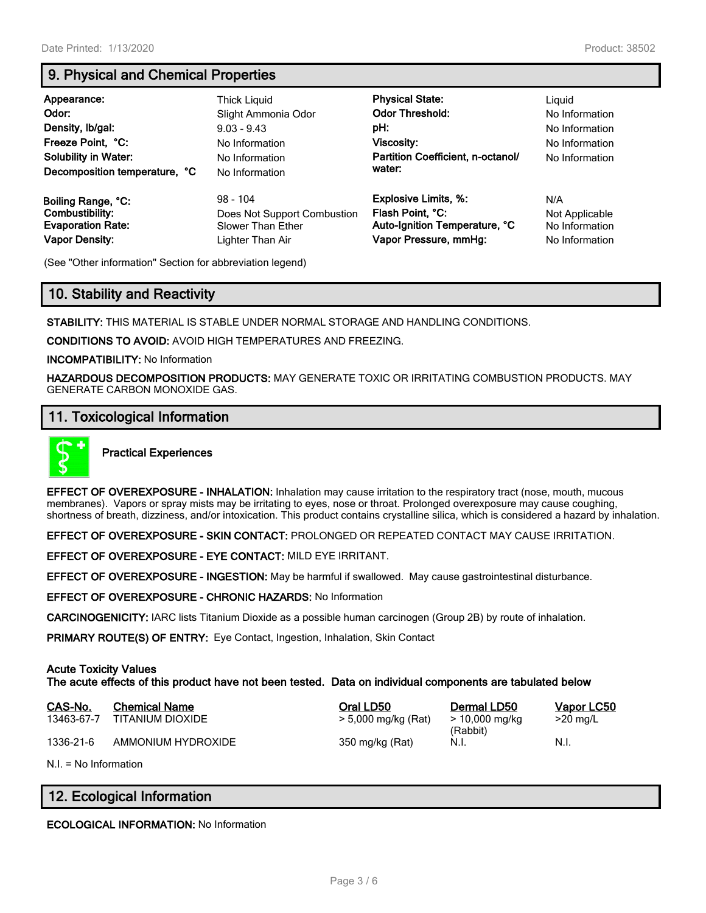## 9. Physical and Chemical Properties

| | | | |
|---|---|---|---|
| **Appearance:** | Thick Liquid | **Physical State:** | Liquid |
| **Odor:** | Slight Ammonia Odor | **Odor Threshold:** | No Information |
| **Density, lb/gal:** | 9.03 - 9.43 | **pH:** | No Information |
| **Freeze Point, °C:** | No Information | **Viscosity:** | No Information |
| **Solubility in Water:** | No Information | **Partition Coefficient, n-octanol/ water:** | No Information |
| **Decomposition temperature, °C** | No Information | | |
| **Boiling Range, °C:** | 98 - 104 | **Explosive Limits, %:** | N/A |
| **Combustibility:** | Does Not Support Combustion | **Flash Point, °C:** | Not Applicable |
| **Evaporation Rate:** | Slower Than Ether | **Auto-Ignition Temperature, °C** | No Information |
| **Vapor Density:** | Lighter Than Air | **Vapor Pressure, mmHg:** | No Information |

(See "Other information" Section for abbreviation legend)

## 10. Stability and Reactivity

**STABILITY:** THIS MATERIAL IS STABLE UNDER NORMAL STORAGE AND HANDLING CONDITIONS.

**CONDITIONS TO AVOID:** AVOID HIGH TEMPERATURES AND FREEZING.

**INCOMPATIBILITY:** No Information

**HAZARDOUS DECOMPOSITION PRODUCTS:** MAY GENERATE TOXIC OR IRRITATING COMBUSTION PRODUCTS. MAY GENERATE CARBON MONOXIDE GAS.

## 11. Toxicological Information

**Practical Experiences**

**EFFECT OF OVEREXPOSURE - INHALATION:** Inhalation may cause irritation to the respiratory tract (nose, mouth, mucous membranes). Vapors or spray mists may be irritating to eyes, nose or throat. Prolonged overexposure may cause coughing, shortness of breath, dizziness, and/or intoxication. This product contains crystalline silica, which is considered a hazard by inhalation.

**EFFECT OF OVEREXPOSURE - SKIN CONTACT:** PROLONGED OR REPEATED CONTACT MAY CAUSE IRRITATION.

**EFFECT OF OVEREXPOSURE - EYE CONTACT:** MILD EYE IRRITANT.

**EFFECT OF OVEREXPOSURE - INGESTION:** May be harmful if swallowed. May cause gastrointestinal disturbance.

**EFFECT OF OVEREXPOSURE - CHRONIC HAZARDS:** No Information

**CARCINOGENICITY:** IARC lists Titanium Dioxide as a possible human carcinogen (Group 2B) by route of inhalation.

**PRIMARY ROUTE(S) OF ENTRY:** Eye Contact, Ingestion, Inhalation, Skin Contact

**Acute Toxicity Values**
**The acute effects of this product have not been tested. Data on individual components are tabulated below**

| CAS-No. | Chemical Name | Oral LD50 | Dermal LD50 | Vapor LC50 |
|---|---|---|---|---|
| 13463-67-7 | TITANIUM DIOXIDE | > 5,000 mg/kg (Rat) | > 10,000 mg/kg (Rabbit) | >20 mg/L |
| 1336-21-6 | AMMONIUM HYDROXIDE | 350 mg/kg (Rat) | N.I. | N.I. |

N.I. = No Information

## 12. Ecological Information

**ECOLOGICAL INFORMATION:** No Information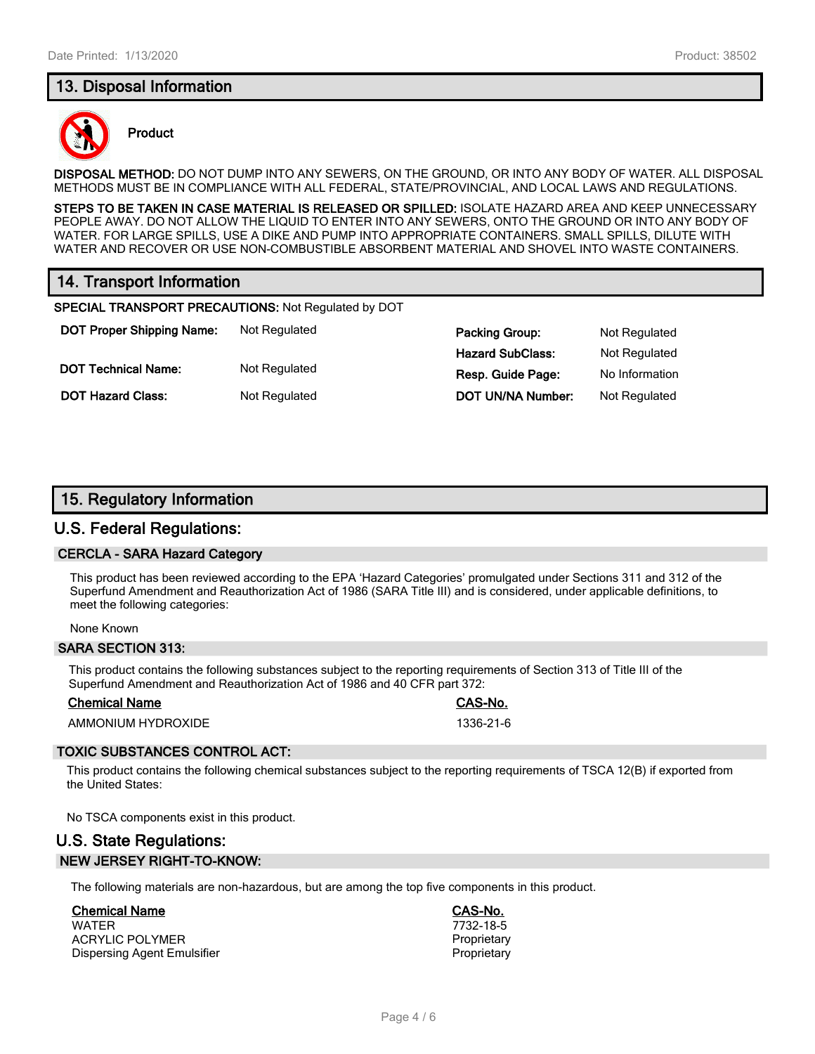## 13. Disposal Information

**Product**

**DISPOSAL METHOD:** DO NOT DUMP INTO ANY SEWERS, ON THE GROUND, OR INTO ANY BODY OF WATER. ALL DISPOSAL METHODS MUST BE IN COMPLIANCE WITH ALL FEDERAL, STATE/PROVINCIAL, AND LOCAL LAWS AND REGULATIONS.

**STEPS TO BE TAKEN IN CASE MATERIAL IS RELEASED OR SPILLED:** ISOLATE HAZARD AREA AND KEEP UNNECESSARY PEOPLE AWAY. DO NOT ALLOW THE LIQUID TO ENTER INTO ANY SEWERS, ONTO THE GROUND OR INTO ANY BODY OF WATER. FOR LARGE SPILLS, USE A DIKE AND PUMP INTO APPROPRIATE CONTAINERS. SMALL SPILLS, DILUTE WITH WATER AND RECOVER OR USE NON-COMBUSTIBLE ABSORBENT MATERIAL AND SHOVEL INTO WASTE CONTAINERS.

## 14. Transport Information

**SPECIAL TRANSPORT PRECAUTIONS:** Not Regulated by DOT

| | | | |
|---|---|---|---|
| **DOT Proper Shipping Name:** | Not Regulated | **Packing Group:** | Not Regulated |
| | | **Hazard SubClass:** | Not Regulated |
| **DOT Technical Name:** | Not Regulated | **Resp. Guide Page:** | No Information |
| **DOT Hazard Class:** | Not Regulated | **DOT UN/NA Number:** | Not Regulated |

## 15. Regulatory Information

### U.S. Federal Regulations:

**CERCLA - SARA Hazard Category**

This product has been reviewed according to the EPA 'Hazard Categories' promulgated under Sections 311 and 312 of the Superfund Amendment and Reauthorization Act of 1986 (SARA Title III) and is considered, under applicable definitions, to meet the following categories:

None Known

**SARA SECTION 313:**

This product contains the following substances subject to the reporting requirements of Section 313 of Title III of the Superfund Amendment and Reauthorization Act of 1986 and 40 CFR part 372:

| Chemical Name | CAS-No. |
|---|---|
| AMMONIUM HYDROXIDE | 1336-21-6 |

**TOXIC SUBSTANCES CONTROL ACT:**

This product contains the following chemical substances subject to the reporting requirements of TSCA 12(B) if exported from the United States:

No TSCA components exist in this product.

### U.S. State Regulations:

**NEW JERSEY RIGHT-TO-KNOW:**

The following materials are non-hazardous, but are among the top five components in this product.

| Chemical Name | CAS-No. |
|---|---|
| WATER | 7732-18-5 |
| ACRYLIC POLYMER | Proprietary |
| Dispersing Agent Emulsifier | Proprietary |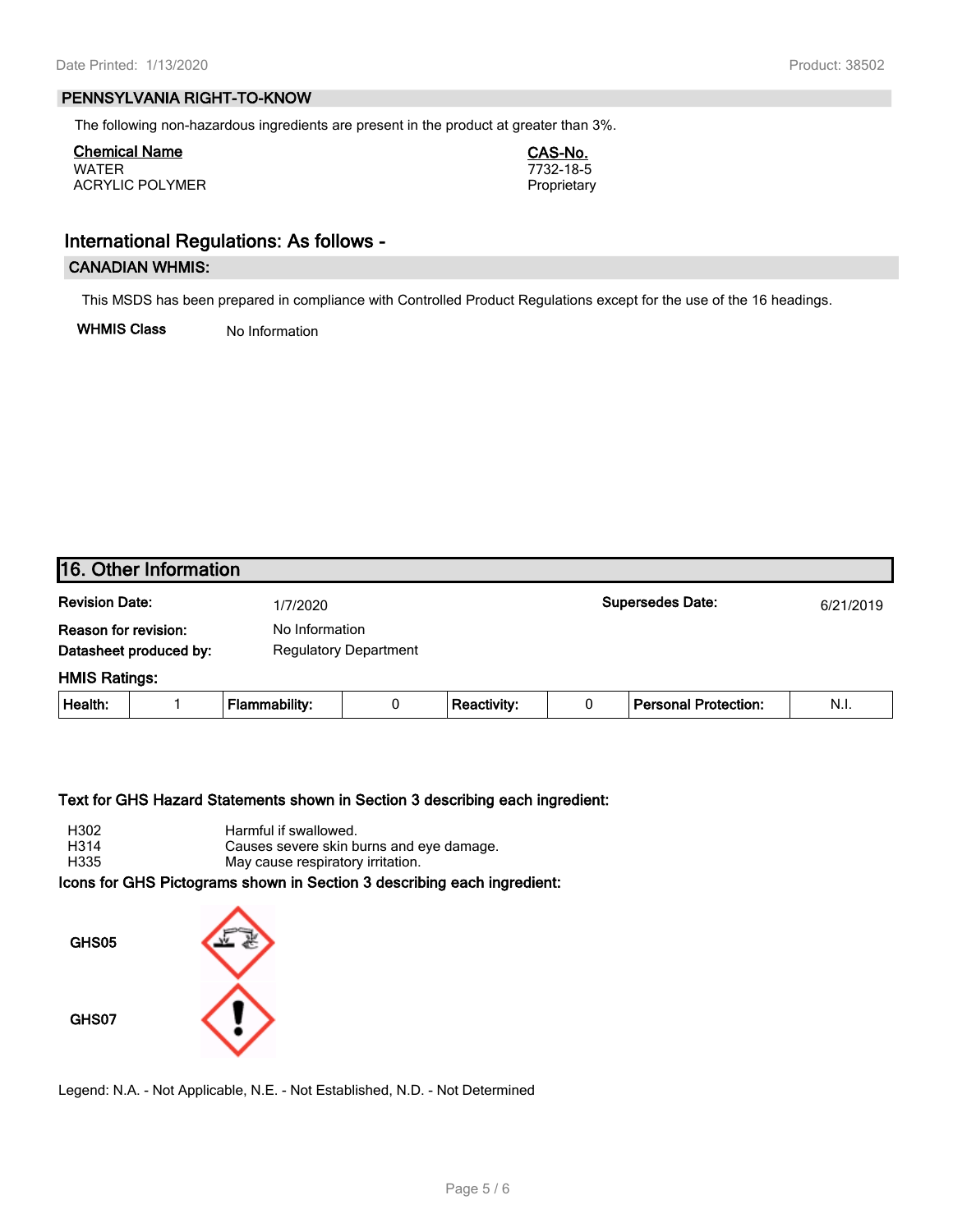## PENNSYLVANIA RIGHT-TO-KNOW

The following non-hazardous ingredients are present in the product at greater than 3%.

| Chemical Name | CAS-No. |
|---|---|
| WATER | 7732-18-5 |
| ACRYLIC POLYMER | Proprietary |

## International Regulations: As follows -

### CANADIAN WHMIS:

This MSDS has been prepared in compliance with Controlled Product Regulations except for the use of the 16 headings.

**WHMIS Class** No Information

## 16. Other Information

**Revision Date:** 1/7/2020 **Supersedes Date:** 6/21/2019

**Reason for revision:** No Information

**Datasheet produced by:** Regulatory Department

**HMIS Ratings:**

| Health: | 1 | Flammability: | 0 | Reactivity: | 0 | Personal Protection: | N.I. |
|---|---|---|---|---|---|---|---|

**Text for GHS Hazard Statements shown in Section 3 describing each ingredient:**

| | |
|---|---|
| H302 | Harmful if swallowed. |
| H314 | Causes severe skin burns and eye damage. |
| H335 | May cause respiratory irritation. |

**Icons for GHS Pictograms shown in Section 3 describing each ingredient:**

**GHS05**

**GHS07**

Legend: N.A. - Not Applicable, N.E. - Not Established, N.D. - Not Determined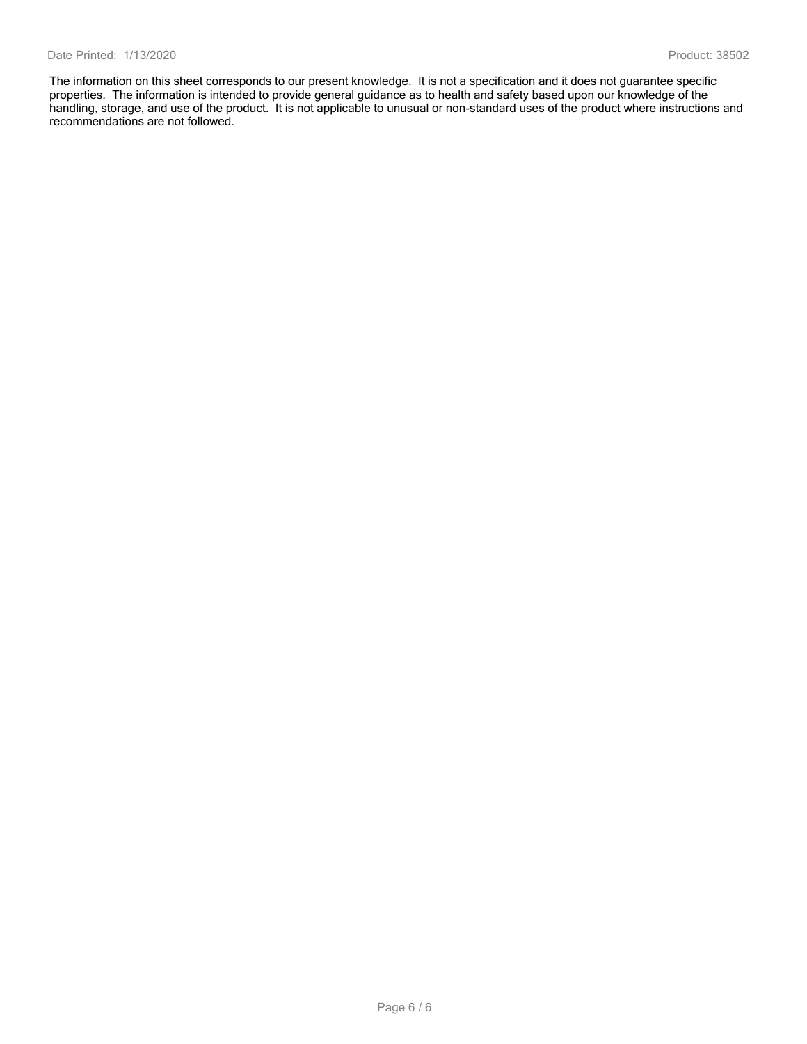The information on this sheet corresponds to our present knowledge. It is not a specification and it does not guarantee specific properties. The information is intended to provide general guidance as to health and safety based upon our knowledge of the handling, storage, and use of the product. It is not applicable to unusual or non-standard uses of the product where instructions and recommendations are not followed.